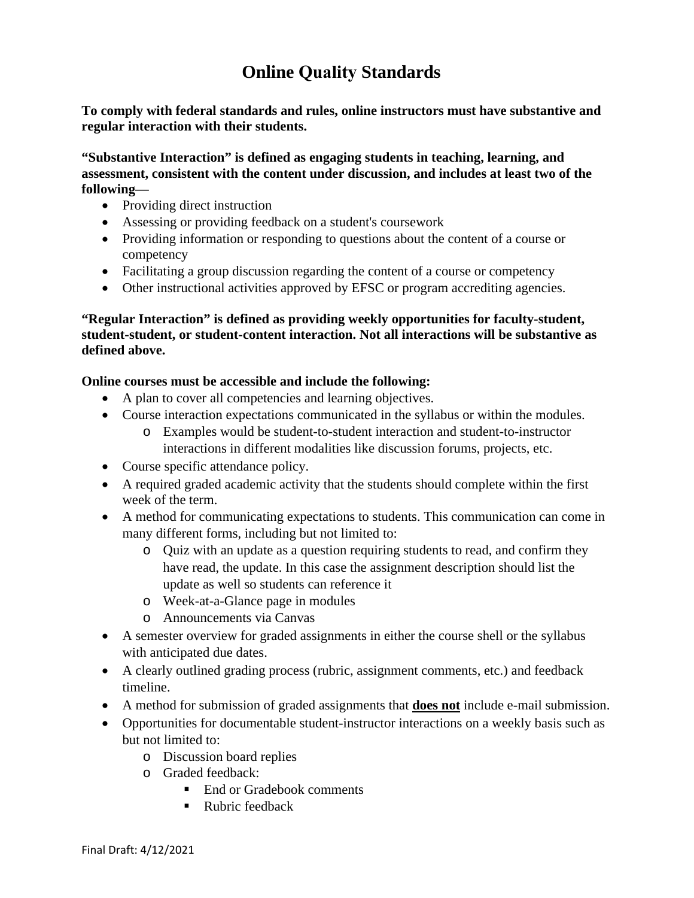# Online Quality Standards

**To comply with federal standards and rules, online instructors must have substantive and regular interaction with their students.**

**"Substantive Interaction" is defined as engaging students in teaching, learning, and assessment, consistent with the content under discussion, and includes at least two of the following—**

- Providing direct instruction
- Assessing or providing feedback on a student's coursework
- Providing information or responding to questions about the content of a course or competency
- Facilitating a group discussion regarding the content of a course or competency
- Other instructional activities approved by EFSC or program accrediting agencies.

**"Regular Interaction" is defined as providing weekly opportunities for faculty-student, student-student, or student-content interaction. Not all interactions will be substantive as defined above.**

**Online courses must be accessible and include the following:**

- A plan to cover all competencies and learning objectives.
- Course interaction expectations communicated in the syllabus or within the modules.
  - Examples would be student-to-student interaction and student-to-instructor interactions in different modalities like discussion forums, projects, etc.
- Course specific attendance policy.
- A required graded academic activity that the students should complete within the first week of the term.
- A method for communicating expectations to students. This communication can come in many different forms, including but not limited to:
  - Quiz with an update as a question requiring students to read, and confirm they have read, the update. In this case the assignment description should list the update as well so students can reference it
  - Week-at-a-Glance page in modules
  - Announcements via Canvas
- A semester overview for graded assignments in either the course shell or the syllabus with anticipated due dates.
- A clearly outlined grading process (rubric, assignment comments, etc.) and feedback timeline.
- A method for submission of graded assignments that **<u>does not</u>** include e-mail submission.
- Opportunities for documentable student-instructor interactions on a weekly basis such as but not limited to:
  - Discussion board replies
  - Graded feedback:
    - End or Gradebook comments
    - Rubric feedback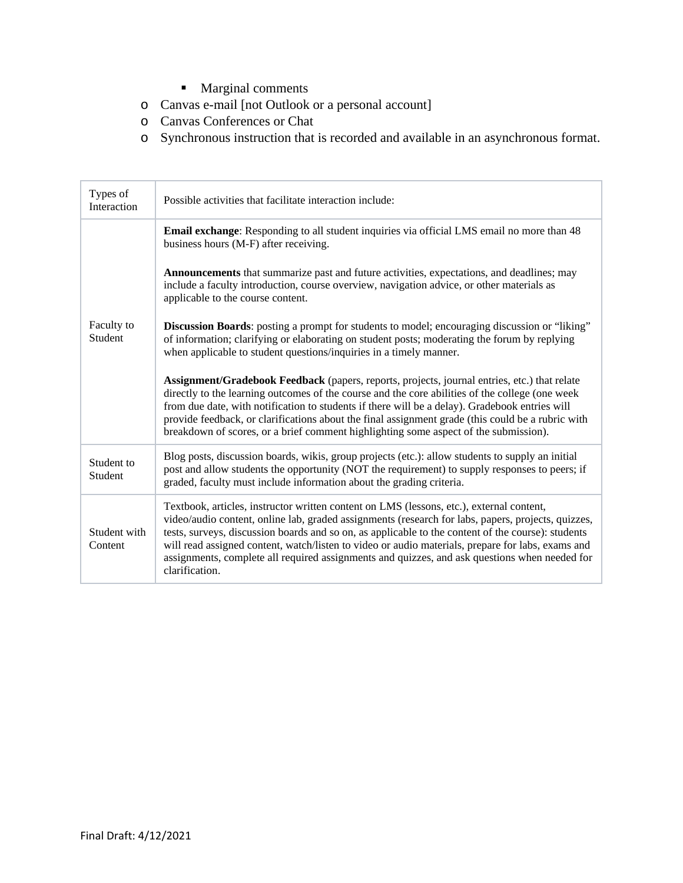- Marginal comments
  - Canvas e-mail [not Outlook or a personal account]
  - Canvas Conferences or Chat
  - Synchronous instruction that is recorded and available in an asynchronous format.

| Types of Interaction | Possible activities that facilitate interaction include: |
|---|---|
| Faculty to Student | **Email exchange**: Responding to all student inquiries via official LMS email no more than 48 business hours (M-F) after receiving.<br><br>**Announcements** that summarize past and future activities, expectations, and deadlines; may include a faculty introduction, course overview, navigation advice, or other materials as applicable to the course content.<br><br>**Discussion Boards**: posting a prompt for students to model; encouraging discussion or "liking" of information; clarifying or elaborating on student posts; moderating the forum by replying when applicable to student questions/inquiries in a timely manner.<br><br>**Assignment/Gradebook Feedback** (papers, reports, projects, journal entries, etc.) that relate directly to the learning outcomes of the course and the core abilities of the college (one week from due date, with notification to students if there will be a delay). Gradebook entries will provide feedback, or clarifications about the final assignment grade (this could be a rubric with breakdown of scores, or a brief comment highlighting some aspect of the submission). |
| Student to Student | Blog posts, discussion boards, wikis, group projects (etc.): allow students to supply an initial post and allow students the opportunity (NOT the requirement) to supply responses to peers; if graded, faculty must include information about the grading criteria. |
| Student with Content | Textbook, articles, instructor written content on LMS (lessons, etc.), external content, video/audio content, online lab, graded assignments (research for labs, papers, projects, quizzes, tests, surveys, discussion boards and so on, as applicable to the content of the course): students will read assigned content, watch/listen to video or audio materials, prepare for labs, exams and assignments, complete all required assignments and quizzes, and ask questions when needed for clarification. |

Final Draft: 4/12/2021